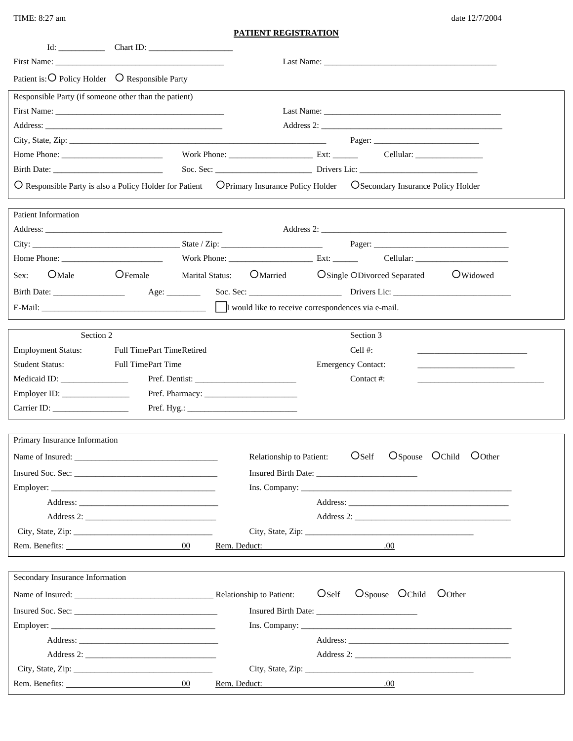TIME: 8:27 am

date 12/7/2004

# PATIENT REGISTRATION

Id: ___________ Chart ID: ____________________

First Name: ________________________________________ Last Name: ________________________________________

Patient is: ○ Policy Holder ○ Responsible Party

## Responsible Party (if someone other than the patient)

First Name: ________________________________________ Last Name: ________________________________________

Address: __________________________________________ Address 2: ___________________________________________

City, State, Zip: __________________________________________________________ Pager: ________________________

Home Phone: ________________________ Work Phone: ___________________ Ext: ______ Cellular: ________________

Birth Date: __________________________ Soc. Sec: _______________________ Drivers Lic: ____________________________

○ Responsible Party is also a Policy Holder for Patient ○ Primary Insurance Policy Holder ○ Secondary Insurance Policy Holder

## Patient Information

Address: __________________________________________ Address 2: ____________________________________________

City: ___________________________________ State / Zip: ________________________ Pager: _______________________________

Home Phone: ________________________ Work Phone: ___________________ Ext: ______ Cellular: _______________________

Sex: ○ Male ○ Female Marital Status: ○ Married ○ Single ○ Divorced Separated ○ Widowed

Birth Date: _________________ Age: ________ Soc. Sec: _______________________ Drivers Lic: ____________________________

E-Mail: ______________________________________ ☐ I would like to receive correspondences via e-mail.

## Section 2

Employment Status: Full Time Part Time Retired

Student Status: Full Time Part Time

Medicaid ID: ________________ Pref. Dentist: ________________________

Employer ID: ________________ Pref. Pharmacy: ______________________

Carrier ID: __________________ Pref. Hyg.: __________________________

## Section 3

Cell #: __________________________

Emergency Contact: ______________________

Contact #: ______________________________

## Primary Insurance Information

Name of Insured: __________________________________ Relationship to Patient: ○ Self ○ Spouse ○ Child ○ Other

Insured Soc. Sec: __________________________________ Insured Birth Date: ________________________

Employer: ____________________________________ Ins. Company: ________________________________________________

Address: _________________________________ Address: ______________________________________

Address 2: _______________________________ Address 2: ____________________________________

City, State, Zip: ________________________________ City, State, Zip: ________________________________________

Rem. Benefits: ____________________________00 Rem. Deduct: ____________________________.00

## Secondary Insurance Information

Name of Insured: _________________________________ Relationship to Patient: ○ Self ○ Spouse ○ Child ○ Other

Insured Soc. Sec: __________________________________ Insured Birth Date: ________________________

Employer: ____________________________________ Ins. Company: ________________________________________________

Address: _________________________________ Address: ______________________________________

Address 2: _______________________________ Address 2: ____________________________________

City, State, Zip: ________________________________ City, State, Zip: ________________________________________

Rem. Benefits: ____________________________00 Rem. Deduct: ____________________________.00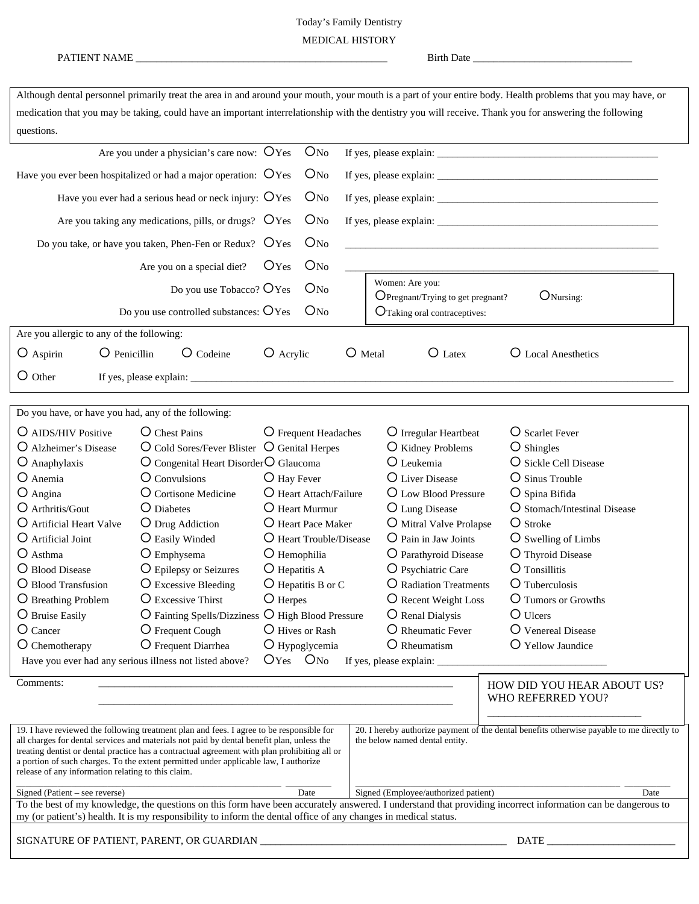Today's Family Dentistry

MEDICAL HISTORY

PATIENT NAME ________________________________________________ Birth Date ______________________________

Although dental personnel primarily treat the area in and around your mouth, your mouth is a part of your entire body. Health problems that you may have, or medication that you may be taking, could have an important interrelationship with the dentistry you will receive. Thank you for answering the following questions.

Are you under a physician's care now: ○ Yes ○ No If yes, please explain: ___________________________________________

Have you ever been hospitalized or had a major operation: ○ Yes ○ No If yes, please explain: ___________________________________________

Have you ever had a serious head or neck injury: ○ Yes ○ No If yes, please explain: ___________________________________________

Are you taking any medications, pills, or drugs? ○ Yes ○ No If yes, please explain: ___________________________________________

Do you take, or have you taken, Phen-Fen or Redux? ○ Yes ○ No ___________________________________________

Are you on a special diet? ○ Yes ○ No ___________________________________________

Do you use Tobacco? ○ Yes ○ No

Do you use controlled substances: ○ Yes ○ No

Women: Are you:
○ Pregnant/Trying to get pregnant? ○ Nursing:
○ Taking oral contraceptives:

Are you allergic to any of the following:

○ Aspirin ○ Penicillin ○ Codeine ○ Acrylic ○ Metal ○ Latex ○ Local Anesthetics

○ Other If yes, please explain: ___________________________________________________________________________

Do you have, or have you had, any of the following:

| | | | | |
|---|---|---|---|---|
| ○ AIDS/HIV Positive | ○ Chest Pains | ○ Frequent Headaches | ○ Irregular Heartbeat | ○ Scarlet Fever |
| ○ Alzheimer's Disease | ○ Cold Sores/Fever Blister | ○ Genital Herpes | ○ Kidney Problems | ○ Shingles |
| ○ Anaphylaxis | ○ Congenital Heart Disorder | ○ Glaucoma | ○ Leukemia | ○ Sickle Cell Disease |
| ○ Anemia | ○ Convulsions | ○ Hay Fever | ○ Liver Disease | ○ Sinus Trouble |
| ○ Angina | ○ Cortisone Medicine | ○ Heart Attach/Failure | ○ Low Blood Pressure | ○ Spina Bifida |
| ○ Arthritis/Gout | ○ Diabetes | ○ Heart Murmur | ○ Lung Disease | ○ Stomach/Intestinal Disease |
| ○ Artificial Heart Valve | ○ Drug Addiction | ○ Heart Pace Maker | ○ Mitral Valve Prolapse | ○ Stroke |
| ○ Artificial Joint | ○ Easily Winded | ○ Heart Trouble/Disease | ○ Pain in Jaw Joints | ○ Swelling of Limbs |
| ○ Asthma | ○ Emphysema | ○ Hemophilia | ○ Parathyroid Disease | ○ Thyroid Disease |
| ○ Blood Disease | ○ Epilepsy or Seizures | ○ Hepatitis A | ○ Psychiatric Care | ○ Tonsillitis |
| ○ Blood Transfusion | ○ Excessive Bleeding | ○ Hepatitis B or C | ○ Radiation Treatments | ○ Tuberculosis |
| ○ Breathing Problem | ○ Excessive Thirst | ○ Herpes | ○ Recent Weight Loss | ○ Tumors or Growths |
| ○ Bruise Easily | ○ Fainting Spells/Dizziness | ○ High Blood Pressure | ○ Renal Dialysis | ○ Ulcers |
| ○ Cancer | ○ Frequent Cough | ○ Hives or Rash | ○ Rheumatic Fever | ○ Venereal Disease |
| ○ Chemotherapy | ○ Frequent Diarrhea | ○ Hypoglycemia | ○ Rheumatism | ○ Yellow Jaundice |

Have you ever had any serious illness not listed above? ○ Yes ○ No If yes, please explain: _______________________________

Comments: ______________________________________________________________________
______________________________________________________________________

HOW DID YOU HEAR ABOUT US? WHO REFERRED YOU?
____________________________

19. I have reviewed the following treatment plan and fees. I agree to be responsible for all charges for dental services and materials not paid by dental benefit plan, unless the treating dentist or dental practice has a contractual agreement with plan prohibiting all or a portion of such charges. To the extent permitted under applicable law, I authorize release of any information relating to this claim.

______________________________________________ __________
Signed (Patient – see reverse) Date

20. I hereby authorize payment of the dental benefits otherwise payable to me directly to the below named dental entity.

______________________________________________ __________
Signed (Employee/authorized patient) Date

To the best of my knowledge, the questions on this form have been accurately answered. I understand that providing incorrect information can be dangerous to my (or patient's) health. It is my responsibility to inform the dental office of any changes in medical status.

SIGNATURE OF PATIENT, PARENT, OR GUARDIAN ______________________________________________ DATE ________________________